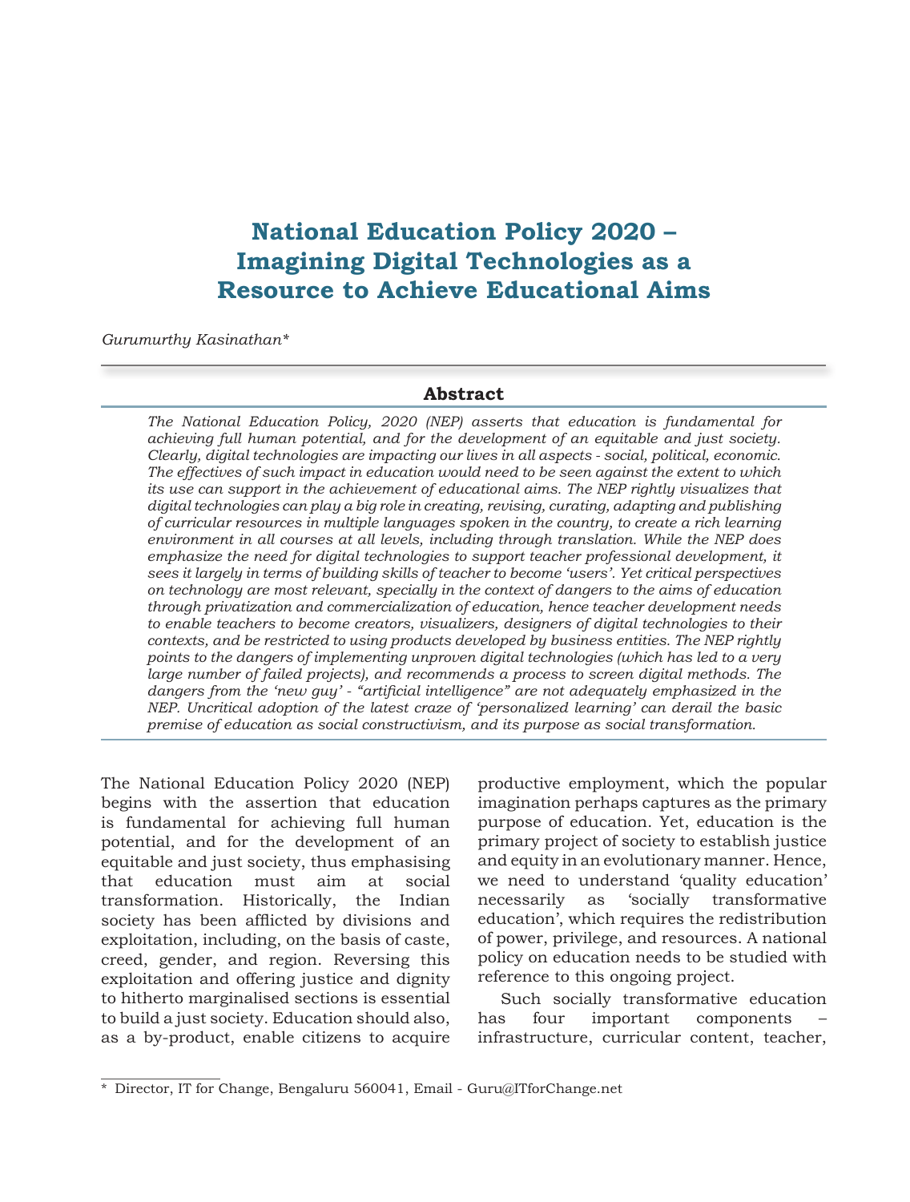# National Education Policy 2020 – Imagining Digital Technologies as a Resource to Achieve Educational Aims

*Gurumurthy Kasinathan**

## Abstract

*The National Education Policy, 2020 (NEP) asserts that education is fundamental for achieving full human potential, and for the development of an equitable and just society. Clearly, digital technologies are impacting our lives in all aspects - social, political, economic. The effectives of such impact in education would need to be seen against the extent to which its use can support in the achievement of educational aims. The NEP rightly visualizes that digital technologies can play a big role in creating, revising, curating, adapting and publishing of curricular resources in multiple languages spoken in the country, to create a rich learning environment in all courses at all levels, including through translation. While the NEP does emphasize the need for digital technologies to support teacher professional development, it sees it largely in terms of building skills of teacher to become 'users'. Yet critical perspectives on technology are most relevant, specially in the context of dangers to the aims of education through privatization and commercialization of education, hence teacher development needs to enable teachers to become creators, visualizers, designers of digital technologies to their contexts, and be restricted to using products developed by business entities. The NEP rightly points to the dangers of implementing unproven digital technologies (which has led to a very large number of failed projects), and recommends a process to screen digital methods. The dangers from the 'new guy' - "artificial intelligence" are not adequately emphasized in the NEP. Uncritical adoption of the latest craze of 'personalized learning' can derail the basic premise of education as social constructivism, and its purpose as social transformation.*

The National Education Policy 2020 (NEP) begins with the assertion that education is fundamental for achieving full human potential, and for the development of an equitable and just society, thus emphasising that education must aim at social transformation. Historically, the Indian society has been afflicted by divisions and exploitation, including, on the basis of caste, creed, gender, and region. Reversing this exploitation and offering justice and dignity to hitherto marginalised sections is essential to build a just society. Education should also, as a by-product, enable citizens to acquire productive employment, which the popular imagination perhaps captures as the primary purpose of education. Yet, education is the primary project of society to establish justice and equity in an evolutionary manner. Hence, we need to understand 'quality education' necessarily as 'socially transformative education', which requires the redistribution of power, privilege, and resources. A national policy on education needs to be studied with reference to this ongoing project.

Such socially transformative education has four important components – infrastructure, curricular content, teacher,

---

* Director, IT for Change, Bengaluru 560041, Email - Guru@ITforChange.net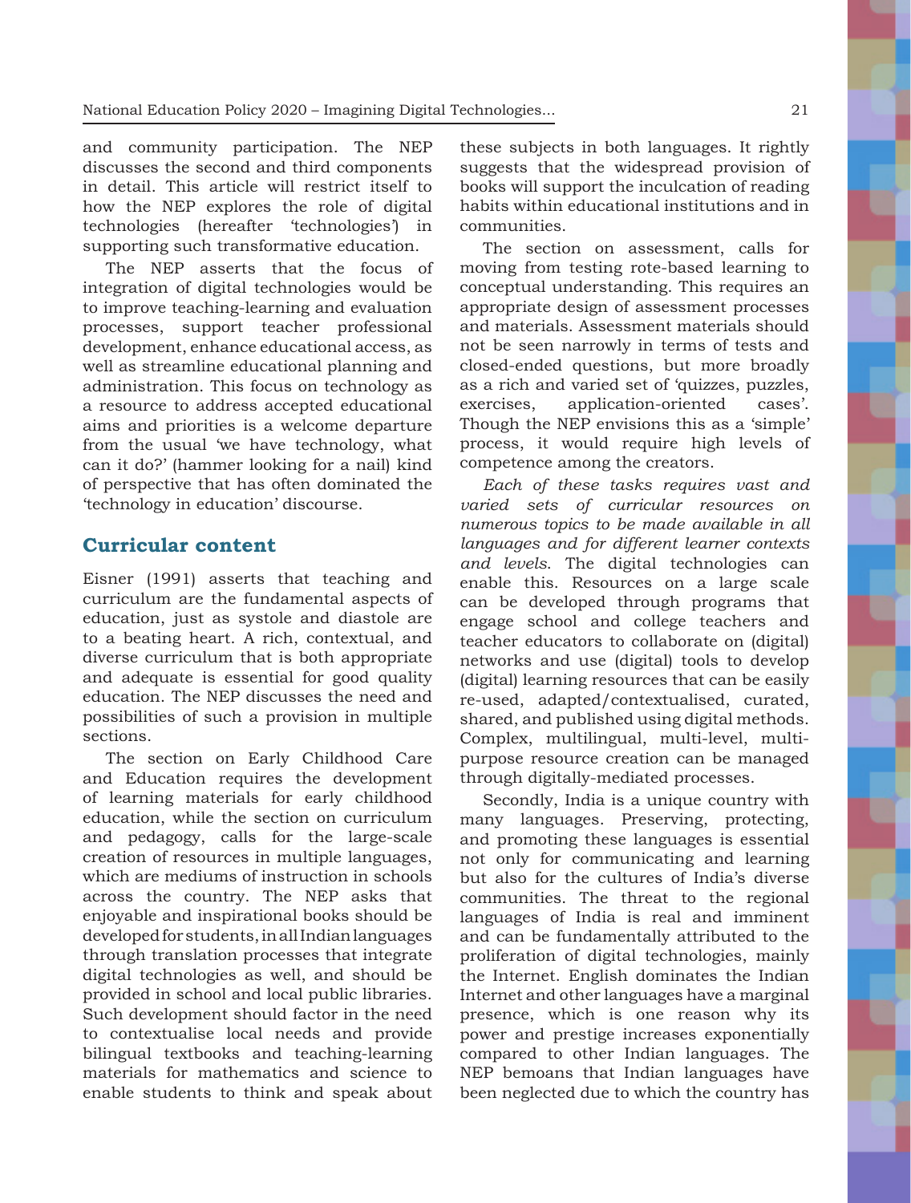and community participation. The NEP discusses the second and third components in detail. This article will restrict itself to how the NEP explores the role of digital technologies (hereafter 'technologies') in supporting such transformative education.

The NEP asserts that the focus of integration of digital technologies would be to improve teaching-learning and evaluation processes, support teacher professional development, enhance educational access, as well as streamline educational planning and administration. This focus on technology as a resource to address accepted educational aims and priorities is a welcome departure from the usual 'we have technology, what can it do?' (hammer looking for a nail) kind of perspective that has often dominated the 'technology in education' discourse.

## Curricular content

Eisner (1991) asserts that teaching and curriculum are the fundamental aspects of education, just as systole and diastole are to a beating heart. A rich, contextual, and diverse curriculum that is both appropriate and adequate is essential for good quality education. The NEP discusses the need and possibilities of such a provision in multiple sections.

The section on Early Childhood Care and Education requires the development of learning materials for early childhood education, while the section on curriculum and pedagogy, calls for the large-scale creation of resources in multiple languages, which are mediums of instruction in schools across the country. The NEP asks that enjoyable and inspirational books should be developed for students, in all Indian languages through translation processes that integrate digital technologies as well, and should be provided in school and local public libraries. Such development should factor in the need to contextualise local needs and provide bilingual textbooks and teaching-learning materials for mathematics and science to enable students to think and speak about these subjects in both languages. It rightly suggests that the widespread provision of books will support the inculcation of reading habits within educational institutions and in communities.

The section on assessment, calls for moving from testing rote-based learning to conceptual understanding. This requires an appropriate design of assessment processes and materials. Assessment materials should not be seen narrowly in terms of tests and closed-ended questions, but more broadly as a rich and varied set of 'quizzes, puzzles, exercises, application-oriented cases'. Though the NEP envisions this as a 'simple' process, it would require high levels of competence among the creators.

*Each of these tasks requires vast and varied sets of curricular resources on numerous topics to be made available in all languages and for different learner contexts and levels.* The digital technologies can enable this. Resources on a large scale can be developed through programs that engage school and college teachers and teacher educators to collaborate on (digital) networks and use (digital) tools to develop (digital) learning resources that can be easily re-used, adapted/contextualised, curated, shared, and published using digital methods. Complex, multilingual, multi-level, multi-purpose resource creation can be managed through digitally-mediated processes.

Secondly, India is a unique country with many languages. Preserving, protecting, and promoting these languages is essential not only for communicating and learning but also for the cultures of India's diverse communities. The threat to the regional languages of India is real and imminent and can be fundamentally attributed to the proliferation of digital technologies, mainly the Internet. English dominates the Indian Internet and other languages have a marginal presence, which is one reason why its power and prestige increases exponentially compared to other Indian languages. The NEP bemoans that Indian languages have been neglected due to which the country has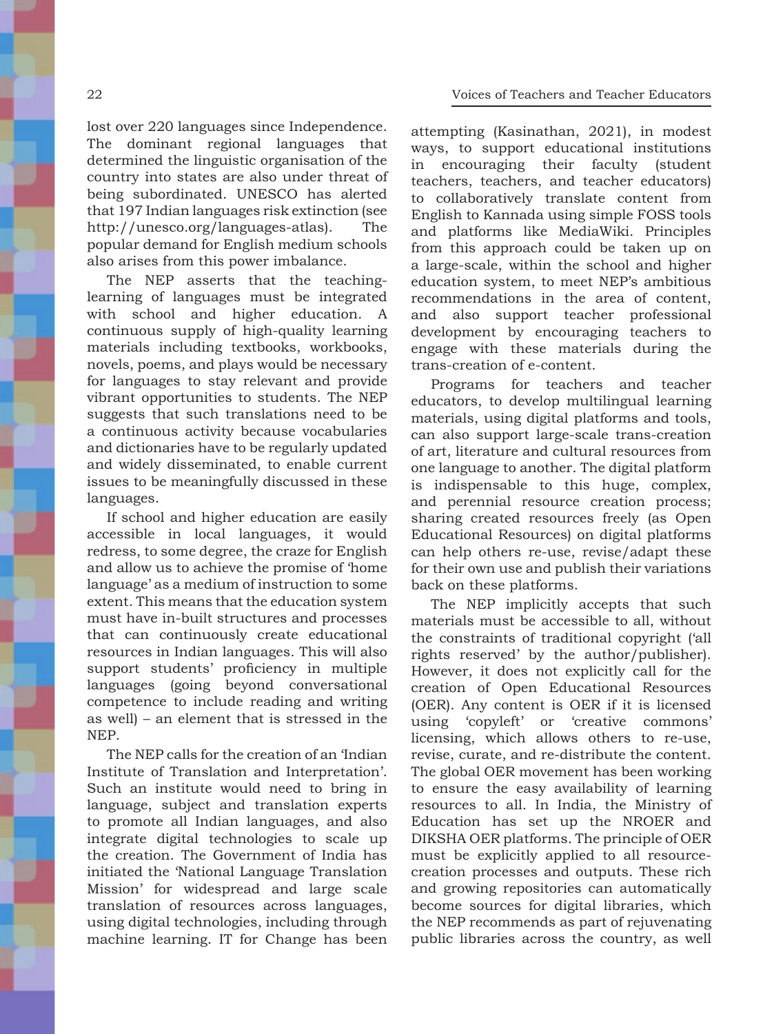lost over 220 languages since Independence. The dominant regional languages that determined the linguistic organisation of the country into states are also under threat of being subordinated. UNESCO has alerted that 197 Indian languages risk extinction (see http://unesco.org/languages-atlas). The popular demand for English medium schools also arises from this power imbalance.

The NEP asserts that the teaching-learning of languages must be integrated with school and higher education. A continuous supply of high-quality learning materials including textbooks, workbooks, novels, poems, and plays would be necessary for languages to stay relevant and provide vibrant opportunities to students. The NEP suggests that such translations need to be a continuous activity because vocabularies and dictionaries have to be regularly updated and widely disseminated, to enable current issues to be meaningfully discussed in these languages.

If school and higher education are easily accessible in local languages, it would redress, to some degree, the craze for English and allow us to achieve the promise of 'home language' as a medium of instruction to some extent. This means that the education system must have in-built structures and processes that can continuously create educational resources in Indian languages. This will also support students' proficiency in multiple languages (going beyond conversational competence to include reading and writing as well) – an element that is stressed in the NEP.

The NEP calls for the creation of an 'Indian Institute of Translation and Interpretation'. Such an institute would need to bring in language, subject and translation experts to promote all Indian languages, and also integrate digital technologies to scale up the creation. The Government of India has initiated the 'National Language Translation Mission' for widespread and large scale translation of resources across languages, using digital technologies, including through machine learning. IT for Change has been attempting (Kasinathan, 2021), in modest ways, to support educational institutions in encouraging their faculty (student teachers, teachers, and teacher educators) to collaboratively translate content from English to Kannada using simple FOSS tools and platforms like MediaWiki. Principles from this approach could be taken up on a large-scale, within the school and higher education system, to meet NEP's ambitious recommendations in the area of content, and also support teacher professional development by encouraging teachers to engage with these materials during the trans-creation of e-content.

Programs for teachers and teacher educators, to develop multilingual learning materials, using digital platforms and tools, can also support large-scale trans-creation of art, literature and cultural resources from one language to another. The digital platform is indispensable to this huge, complex, and perennial resource creation process; sharing created resources freely (as Open Educational Resources) on digital platforms can help others re-use, revise/adapt these for their own use and publish their variations back on these platforms.

The NEP implicitly accepts that such materials must be accessible to all, without the constraints of traditional copyright ('all rights reserved' by the author/publisher). However, it does not explicitly call for the creation of Open Educational Resources (OER). Any content is OER if it is licensed using 'copyleft' or 'creative commons' licensing, which allows others to re-use, revise, curate, and re-distribute the content. The global OER movement has been working to ensure the easy availability of learning resources to all. In India, the Ministry of Education has set up the NROER and DIKSHA OER platforms. The principle of OER must be explicitly applied to all resource-creation processes and outputs. These rich and growing repositories can automatically become sources for digital libraries, which the NEP recommends as part of rejuvenating public libraries across the country, as well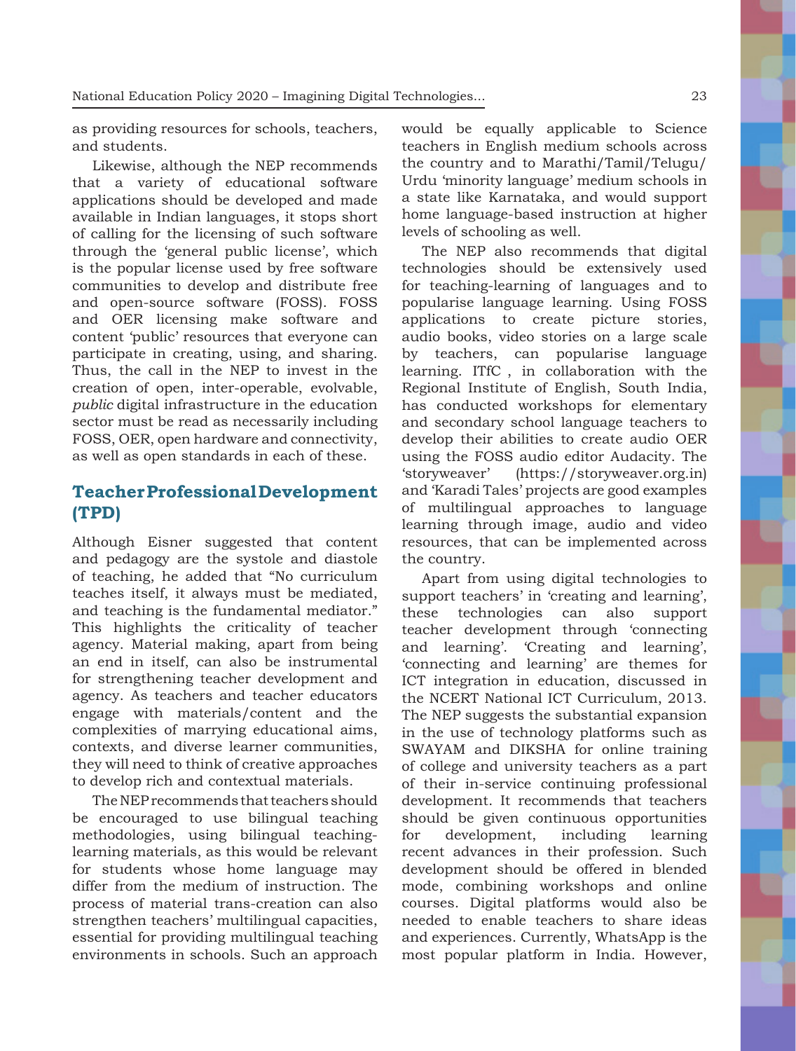as providing resources for schools, teachers, and students.

Likewise, although the NEP recommends that a variety of educational software applications should be developed and made available in Indian languages, it stops short of calling for the licensing of such software through the 'general public license', which is the popular license used by free software communities to develop and distribute free and open-source software (FOSS). FOSS and OER licensing make software and content 'public' resources that everyone can participate in creating, using, and sharing. Thus, the call in the NEP to invest in the creation of open, inter-operable, evolvable, *public* digital infrastructure in the education sector must be read as necessarily including FOSS, OER, open hardware and connectivity, as well as open standards in each of these.

## Teacher Professional Development (TPD)

Although Eisner suggested that content and pedagogy are the systole and diastole of teaching, he added that "No curriculum teaches itself, it always must be mediated, and teaching is the fundamental mediator." This highlights the criticality of teacher agency. Material making, apart from being an end in itself, can also be instrumental for strengthening teacher development and agency. As teachers and teacher educators engage with materials/content and the complexities of marrying educational aims, contexts, and diverse learner communities, they will need to think of creative approaches to develop rich and contextual materials.

The NEP recommends that teachers should be encouraged to use bilingual teaching methodologies, using bilingual teaching-learning materials, as this would be relevant for students whose home language may differ from the medium of instruction. The process of material trans-creation can also strengthen teachers' multilingual capacities, essential for providing multilingual teaching environments in schools. Such an approach would be equally applicable to Science teachers in English medium schools across the country and to Marathi/Tamil/Telugu/Urdu 'minority language' medium schools in a state like Karnataka, and would support home language-based instruction at higher levels of schooling as well.

The NEP also recommends that digital technologies should be extensively used for teaching-learning of languages and to popularise language learning. Using FOSS applications to create picture stories, audio books, video stories on a large scale by teachers, can popularise language learning. ITfC , in collaboration with the Regional Institute of English, South India, has conducted workshops for elementary and secondary school language teachers to develop their abilities to create audio OER using the FOSS audio editor Audacity. The 'storyweaver' (https://storyweaver.org.in) and 'Karadi Tales' projects are good examples of multilingual approaches to language learning through image, audio and video resources, that can be implemented across the country.

Apart from using digital technologies to support teachers' in 'creating and learning', these technologies can also support teacher development through 'connecting and learning'. 'Creating and learning', 'connecting and learning' are themes for ICT integration in education, discussed in the NCERT National ICT Curriculum, 2013. The NEP suggests the substantial expansion in the use of technology platforms such as SWAYAM and DIKSHA for online training of college and university teachers as a part of their in-service continuing professional development. It recommends that teachers should be given continuous opportunities for development, including learning recent advances in their profession. Such development should be offered in blended mode, combining workshops and online courses. Digital platforms would also be needed to enable teachers to share ideas and experiences. Currently, WhatsApp is the most popular platform in India. However,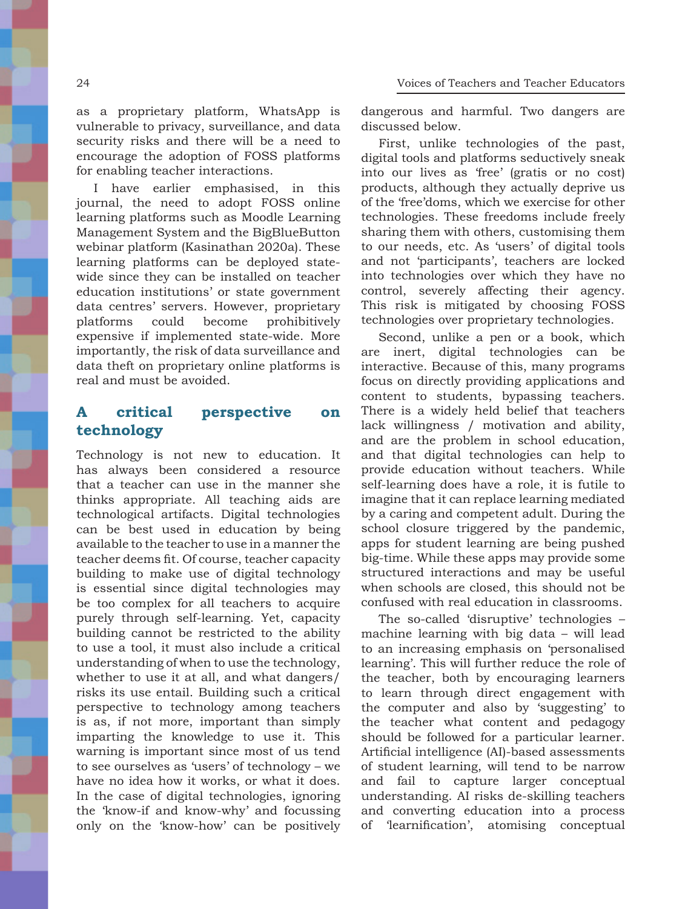as a proprietary platform, WhatsApp is vulnerable to privacy, surveillance, and data security risks and there will be a need to encourage the adoption of FOSS platforms for enabling teacher interactions.

I have earlier emphasised, in this journal, the need to adopt FOSS online learning platforms such as Moodle Learning Management System and the BigBlueButton webinar platform (Kasinathan 2020a). These learning platforms can be deployed state-wide since they can be installed on teacher education institutions' or state government data centres' servers. However, proprietary platforms could become prohibitively expensive if implemented state-wide. More importantly, the risk of data surveillance and data theft on proprietary online platforms is real and must be avoided.

## A critical perspective on technology

Technology is not new to education. It has always been considered a resource that a teacher can use in the manner she thinks appropriate. All teaching aids are technological artifacts. Digital technologies can be best used in education by being available to the teacher to use in a manner the teacher deems fit. Of course, teacher capacity building to make use of digital technology is essential since digital technologies may be too complex for all teachers to acquire purely through self-learning. Yet, capacity building cannot be restricted to the ability to use a tool, it must also include a critical understanding of when to use the technology, whether to use it at all, and what dangers/ risks its use entail. Building such a critical perspective to technology among teachers is as, if not more, important than simply imparting the knowledge to use it. This warning is important since most of us tend to see ourselves as 'users' of technology – we have no idea how it works, or what it does. In the case of digital technologies, ignoring the 'know-if and know-why' and focussing only on the 'know-how' can be positively dangerous and harmful. Two dangers are discussed below.

First, unlike technologies of the past, digital tools and platforms seductively sneak into our lives as 'free' (gratis or no cost) products, although they actually deprive us of the 'free'doms, which we exercise for other technologies. These freedoms include freely sharing them with others, customising them to our needs, etc. As 'users' of digital tools and not 'participants', teachers are locked into technologies over which they have no control, severely affecting their agency. This risk is mitigated by choosing FOSS technologies over proprietary technologies.

Second, unlike a pen or a book, which are inert, digital technologies can be interactive. Because of this, many programs focus on directly providing applications and content to students, bypassing teachers. There is a widely held belief that teachers lack willingness / motivation and ability, and are the problem in school education, and that digital technologies can help to provide education without teachers. While self-learning does have a role, it is futile to imagine that it can replace learning mediated by a caring and competent adult. During the school closure triggered by the pandemic, apps for student learning are being pushed big-time. While these apps may provide some structured interactions and may be useful when schools are closed, this should not be confused with real education in classrooms.

The so-called 'disruptive' technologies – machine learning with big data – will lead to an increasing emphasis on 'personalised learning'. This will further reduce the role of the teacher, both by encouraging learners to learn through direct engagement with the computer and also by 'suggesting' to the teacher what content and pedagogy should be followed for a particular learner. Artificial intelligence (AI)-based assessments of student learning, will tend to be narrow and fail to capture larger conceptual understanding. AI risks de-skilling teachers and converting education into a process of 'learnification', atomising conceptual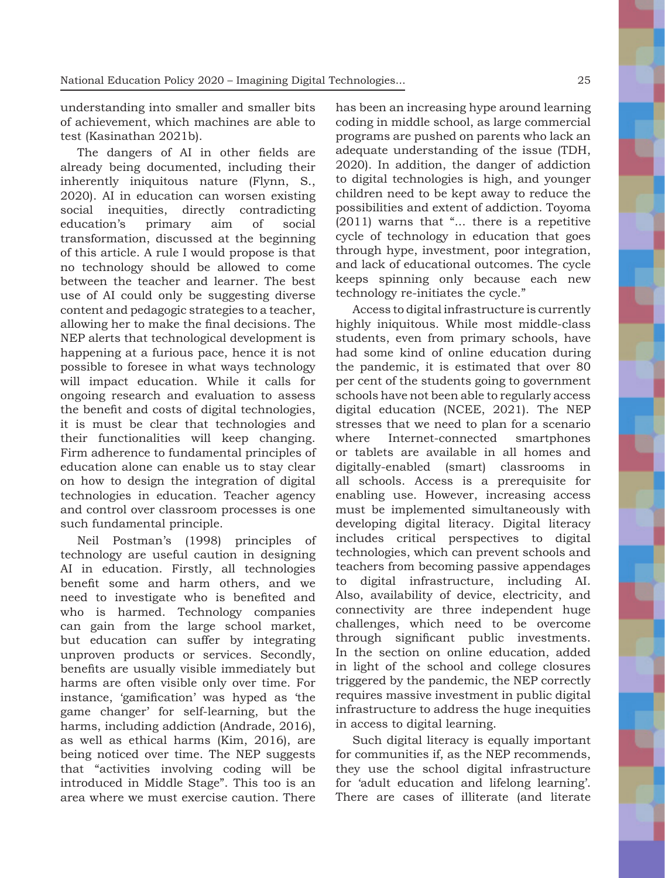understanding into smaller and smaller bits of achievement, which machines are able to test (Kasinathan 2021b).

The dangers of AI in other fields are already being documented, including their inherently iniquitous nature (Flynn, S., 2020). AI in education can worsen existing social inequities, directly contradicting education's primary aim of social transformation, discussed at the beginning of this article. A rule I would propose is that no technology should be allowed to come between the teacher and learner. The best use of AI could only be suggesting diverse content and pedagogic strategies to a teacher, allowing her to make the final decisions. The NEP alerts that technological development is happening at a furious pace, hence it is not possible to foresee in what ways technology will impact education. While it calls for ongoing research and evaluation to assess the benefit and costs of digital technologies, it is must be clear that technologies and their functionalities will keep changing. Firm adherence to fundamental principles of education alone can enable us to stay clear on how to design the integration of digital technologies in education. Teacher agency and control over classroom processes is one such fundamental principle.

Neil Postman's (1998) principles of technology are useful caution in designing AI in education. Firstly, all technologies benefit some and harm others, and we need to investigate who is benefited and who is harmed. Technology companies can gain from the large school market, but education can suffer by integrating unproven products or services. Secondly, benefits are usually visible immediately but harms are often visible only over time. For instance, 'gamification' was hyped as 'the game changer' for self-learning, but the harms, including addiction (Andrade, 2016), as well as ethical harms (Kim, 2016), are being noticed over time. The NEP suggests that "activities involving coding will be introduced in Middle Stage". This too is an area where we must exercise caution. There has been an increasing hype around learning coding in middle school, as large commercial programs are pushed on parents who lack an adequate understanding of the issue (TDH, 2020). In addition, the danger of addiction to digital technologies is high, and younger children need to be kept away to reduce the possibilities and extent of addiction. Toyoma (2011) warns that "... there is a repetitive cycle of technology in education that goes through hype, investment, poor integration, and lack of educational outcomes. The cycle keeps spinning only because each new technology re-initiates the cycle."

Access to digital infrastructure is currently highly iniquitous. While most middle-class students, even from primary schools, have had some kind of online education during the pandemic, it is estimated that over 80 per cent of the students going to government schools have not been able to regularly access digital education (NCEE, 2021). The NEP stresses that we need to plan for a scenario where Internet-connected smartphones or tablets are available in all homes and digitally-enabled (smart) classrooms in all schools. Access is a prerequisite for enabling use. However, increasing access must be implemented simultaneously with developing digital literacy. Digital literacy includes critical perspectives to digital technologies, which can prevent schools and teachers from becoming passive appendages to digital infrastructure, including AI. Also, availability of device, electricity, and connectivity are three independent huge challenges, which need to be overcome through significant public investments. In the section on online education, added in light of the school and college closures triggered by the pandemic, the NEP correctly requires massive investment in public digital infrastructure to address the huge inequities in access to digital learning.

Such digital literacy is equally important for communities if, as the NEP recommends, they use the school digital infrastructure for 'adult education and lifelong learning'. There are cases of illiterate (and literate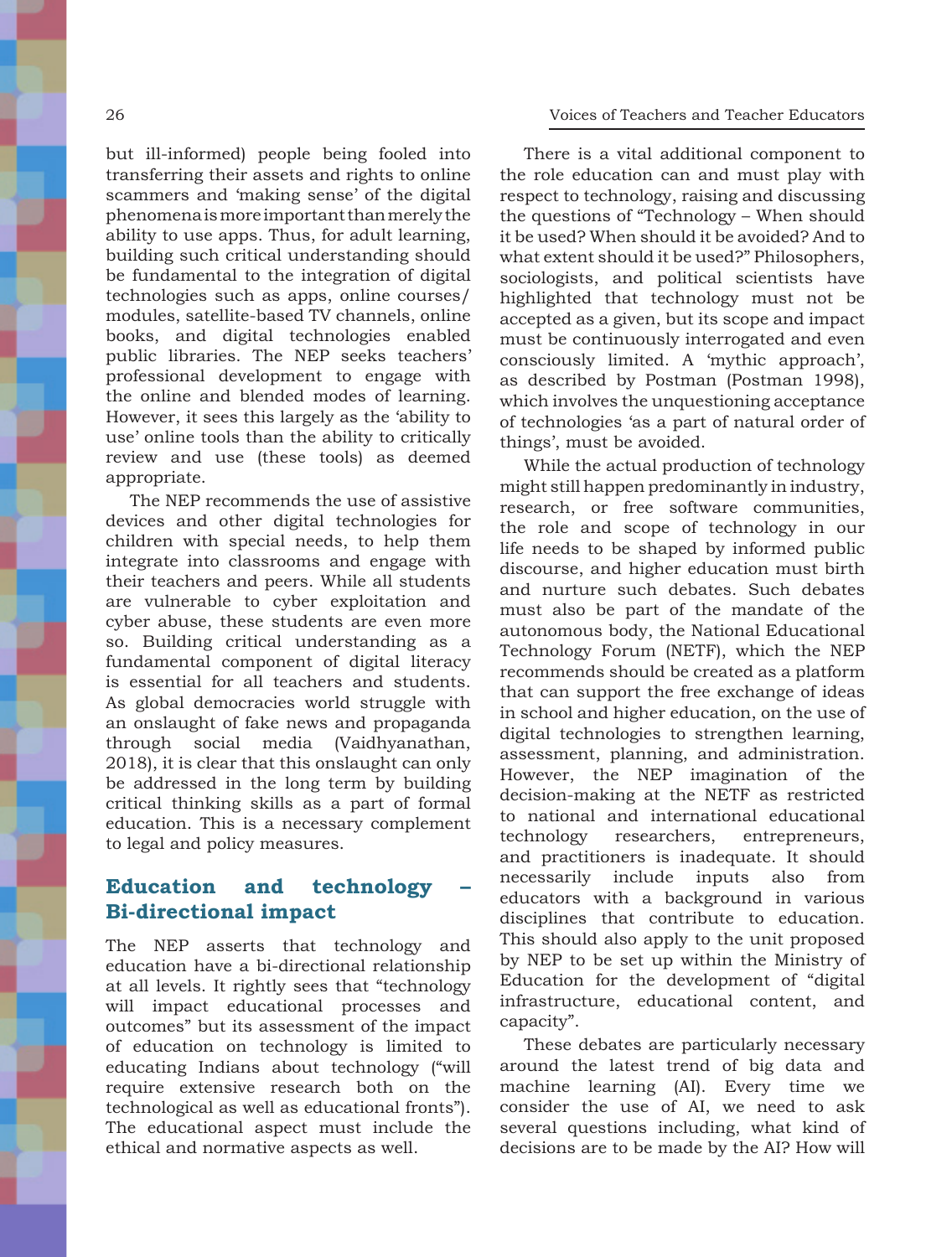but ill-informed) people being fooled into transferring their assets and rights to online scammers and 'making sense' of the digital phenomena is more important than merely the ability to use apps. Thus, for adult learning, building such critical understanding should be fundamental to the integration of digital technologies such as apps, online courses/ modules, satellite-based TV channels, online books, and digital technologies enabled public libraries. The NEP seeks teachers' professional development to engage with the online and blended modes of learning. However, it sees this largely as the 'ability to use' online tools than the ability to critically review and use (these tools) as deemed appropriate.

The NEP recommends the use of assistive devices and other digital technologies for children with special needs, to help them integrate into classrooms and engage with their teachers and peers. While all students are vulnerable to cyber exploitation and cyber abuse, these students are even more so. Building critical understanding as a fundamental component of digital literacy is essential for all teachers and students. As global democracies world struggle with an onslaught of fake news and propaganda through social media (Vaidhyanathan, 2018), it is clear that this onslaught can only be addressed in the long term by building critical thinking skills as a part of formal education. This is a necessary complement to legal and policy measures.

## Education and technology – Bi-directional impact

The NEP asserts that technology and education have a bi-directional relationship at all levels. It rightly sees that "technology will impact educational processes and outcomes" but its assessment of the impact of education on technology is limited to educating Indians about technology ("will require extensive research both on the technological as well as educational fronts"). The educational aspect must include the ethical and normative aspects as well.

There is a vital additional component to the role education can and must play with respect to technology, raising and discussing the questions of "Technology – When should it be used? When should it be avoided? And to what extent should it be used?" Philosophers, sociologists, and political scientists have highlighted that technology must not be accepted as a given, but its scope and impact must be continuously interrogated and even consciously limited. A 'mythic approach', as described by Postman (Postman 1998), which involves the unquestioning acceptance of technologies 'as a part of natural order of things', must be avoided.

While the actual production of technology might still happen predominantly in industry, research, or free software communities, the role and scope of technology in our life needs to be shaped by informed public discourse, and higher education must birth and nurture such debates. Such debates must also be part of the mandate of the autonomous body, the National Educational Technology Forum (NETF), which the NEP recommends should be created as a platform that can support the free exchange of ideas in school and higher education, on the use of digital technologies to strengthen learning, assessment, planning, and administration. However, the NEP imagination of the decision-making at the NETF as restricted to national and international educational technology researchers, entrepreneurs, and practitioners is inadequate. It should necessarily include inputs also from educators with a background in various disciplines that contribute to education. This should also apply to the unit proposed by NEP to be set up within the Ministry of Education for the development of "digital infrastructure, educational content, and capacity".

These debates are particularly necessary around the latest trend of big data and machine learning (AI). Every time we consider the use of AI, we need to ask several questions including, what kind of decisions are to be made by the AI? How will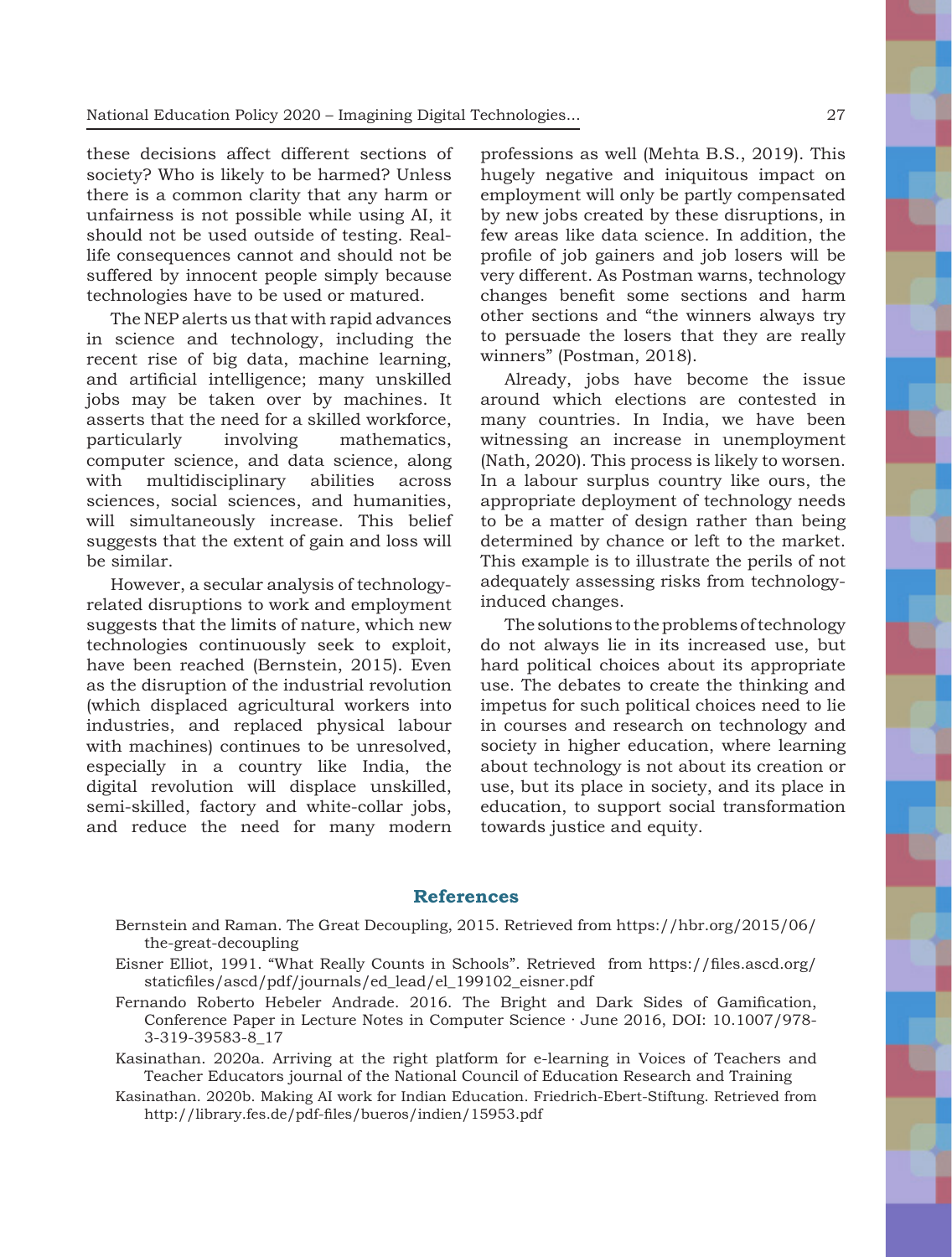these decisions affect different sections of society? Who is likely to be harmed? Unless there is a common clarity that any harm or unfairness is not possible while using AI, it should not be used outside of testing. Real-life consequences cannot and should not be suffered by innocent people simply because technologies have to be used or matured.

The NEP alerts us that with rapid advances in science and technology, including the recent rise of big data, machine learning, and artificial intelligence; many unskilled jobs may be taken over by machines. It asserts that the need for a skilled workforce, particularly involving mathematics, computer science, and data science, along with multidisciplinary abilities across sciences, social sciences, and humanities, will simultaneously increase. This belief suggests that the extent of gain and loss will be similar.

However, a secular analysis of technology-related disruptions to work and employment suggests that the limits of nature, which new technologies continuously seek to exploit, have been reached (Bernstein, 2015). Even as the disruption of the industrial revolution (which displaced agricultural workers into industries, and replaced physical labour with machines) continues to be unresolved, especially in a country like India, the digital revolution will displace unskilled, semi-skilled, factory and white-collar jobs, and reduce the need for many modern professions as well (Mehta B.S., 2019). This hugely negative and iniquitous impact on employment will only be partly compensated by new jobs created by these disruptions, in few areas like data science. In addition, the profile of job gainers and job losers will be very different. As Postman warns, technology changes benefit some sections and harm other sections and "the winners always try to persuade the losers that they are really winners" (Postman, 2018).

Already, jobs have become the issue around which elections are contested in many countries. In India, we have been witnessing an increase in unemployment (Nath, 2020). This process is likely to worsen. In a labour surplus country like ours, the appropriate deployment of technology needs to be a matter of design rather than being determined by chance or left to the market. This example is to illustrate the perils of not adequately assessing risks from technology-induced changes.

The solutions to the problems of technology do not always lie in its increased use, but hard political choices about its appropriate use. The debates to create the thinking and impetus for such political choices need to lie in courses and research on technology and society in higher education, where learning about technology is not about its creation or use, but its place in society, and its place in education, to support social transformation towards justice and equity.

## References

Bernstein and Raman. The Great Decoupling, 2015. Retrieved from https://hbr.org/2015/06/the-great-decoupling

Eisner Elliot, 1991. "What Really Counts in Schools". Retrieved from https://files.ascd.org/staticfiles/ascd/pdf/journals/ed_lead/el_199102_eisner.pdf

Fernando Roberto Hebeler Andrade. 2016. The Bright and Dark Sides of Gamification, Conference Paper in Lecture Notes in Computer Science · June 2016, DOI: 10.1007/978-3-319-39583-8_17

Kasinathan. 2020a. Arriving at the right platform for e-learning in Voices of Teachers and Teacher Educators journal of the National Council of Education Research and Training

Kasinathan. 2020b. Making AI work for Indian Education. Friedrich-Ebert-Stiftung. Retrieved from http://library.fes.de/pdf-files/bueros/indien/15953.pdf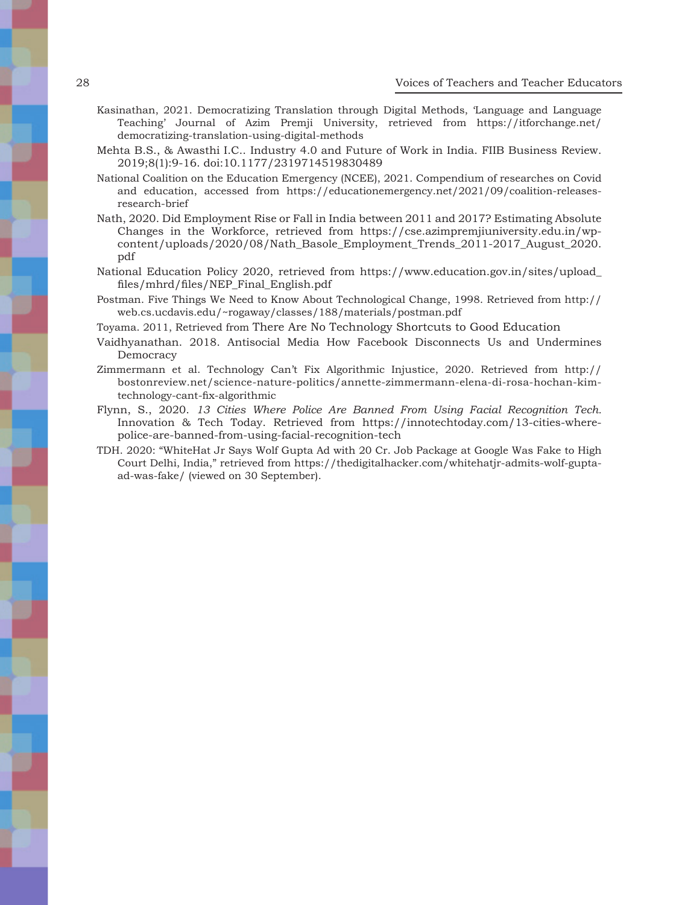Kasinathan, 2021. Democratizing Translation through Digital Methods, 'Language and Language Teaching' Journal of Azim Premji University, retrieved from https://itforchange.net/democratizing-translation-using-digital-methods

Mehta B.S., & Awasthi I.C.. Industry 4.0 and Future of Work in India. FIIB Business Review. 2019;8(1):9-16. doi:10.1177/2319714519830489

National Coalition on the Education Emergency (NCEE), 2021. Compendium of researches on Covid and education, accessed from https://educationemergency.net/2021/09/coalition-releases-research-brief

Nath, 2020. Did Employment Rise or Fall in India between 2011 and 2017? Estimating Absolute Changes in the Workforce, retrieved from https://cse.azimpremjiuniversity.edu.in/wp-content/uploads/2020/08/Nath_Basole_Employment_Trends_2011-2017_August_2020.pdf

National Education Policy 2020, retrieved from https://www.education.gov.in/sites/upload_files/mhrd/files/NEP_Final_English.pdf

Postman. Five Things We Need to Know About Technological Change, 1998. Retrieved from http://web.cs.ucdavis.edu/~rogaway/classes/188/materials/postman.pdf

Toyama. 2011, Retrieved from There Are No Technology Shortcuts to Good Education

Vaidhyanathan. 2018. Antisocial Media How Facebook Disconnects Us and Undermines Democracy

Zimmermann et al. Technology Can't Fix Algorithmic Injustice, 2020. Retrieved from http://bostonreview.net/science-nature-politics/annette-zimmermann-elena-di-rosa-hochan-kim-technology-cant-fix-algorithmic

Flynn, S., 2020. *13 Cities Where Police Are Banned From Using Facial Recognition Tech*. Innovation & Tech Today. Retrieved from https://innotechtoday.com/13-cities-where-police-are-banned-from-using-facial-recognition-tech

TDH. 2020: "WhiteHat Jr Says Wolf Gupta Ad with 20 Cr. Job Package at Google Was Fake to High Court Delhi, India," retrieved from https://thedigitalhacker.com/whitehatjr-admits-wolf-gupta-ad-was-fake/ (viewed on 30 September).